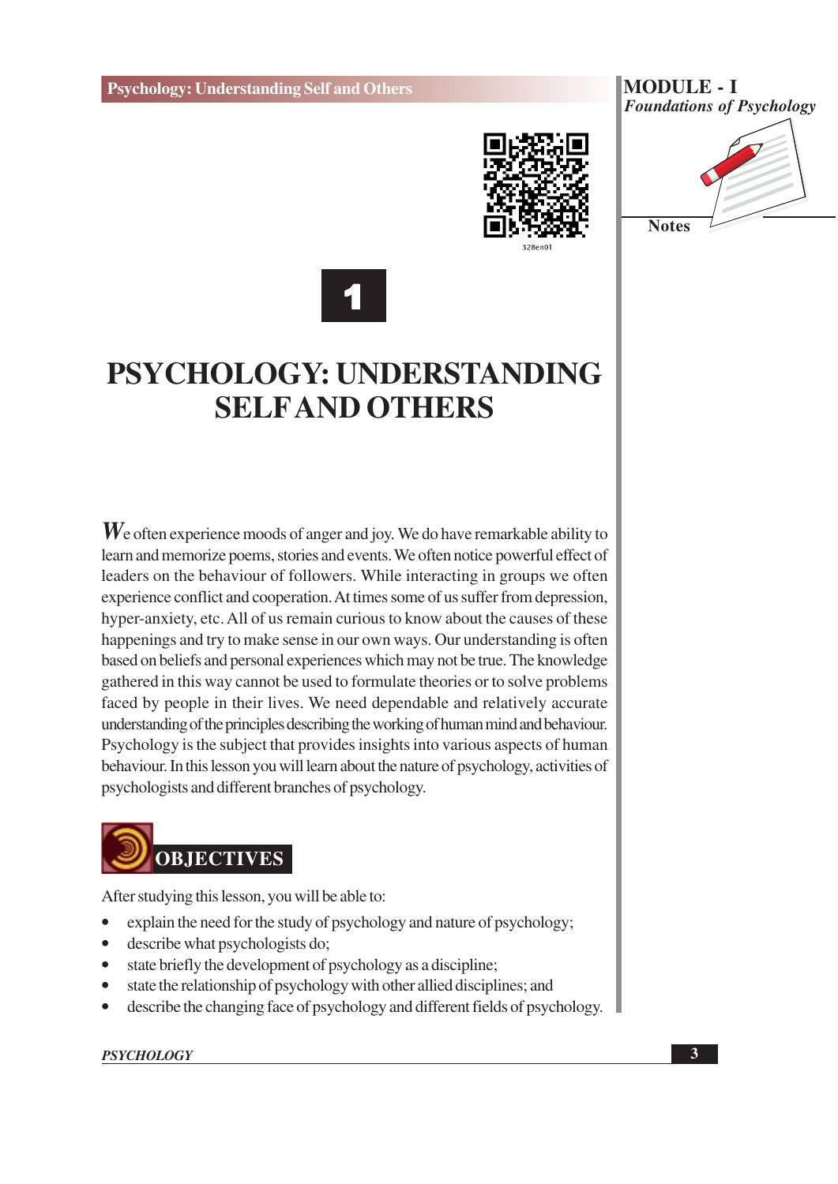# 1

# PSYCHOLOGY: UNDERSTANDING SELF AND OTHERS

We often experience moods of anger and joy. We do have remarkable ability to learn and memorize poems, stories and events. We often notice powerful effect of leaders on the behaviour of followers. While interacting in groups we often experience conflict and cooperation. At times some of us suffer from depression, hyper-anxiety, etc. All of us remain curious to know about the causes of these happenings and try to make sense in our own ways. Our understanding is often based on beliefs and personal experiences which may not be true. The knowledge gathered in this way cannot be used to formulate theories or to solve problems faced by people in their lives. We need dependable and relatively accurate understanding of the principles describing the working of human mind and behaviour. Psychology is the subject that provides insights into various aspects of human behaviour. In this lesson you will learn about the nature of psychology, activities of psychologists and different branches of psychology.

## OBJECTIVES

After studying this lesson, you will be able to:

- explain the need for the study of psychology and nature of psychology;
- describe what psychologists do;
- state briefly the development of psychology as a discipline;
- state the relationship of psychology with other allied disciplines; and
- describe the changing face of psychology and different fields of psychology.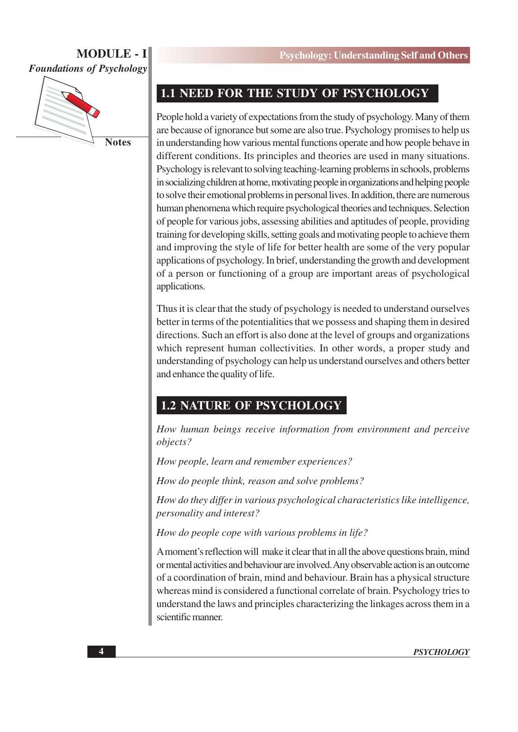## 1.1 NEED FOR THE STUDY OF PSYCHOLOGY

People hold a variety of expectations from the study of psychology. Many of them are because of ignorance but some are also true. Psychology promises to help us in understanding how various mental functions operate and how people behave in different conditions. Its principles and theories are used in many situations. Psychology is relevant to solving teaching-learning problems in schools, problems in socializing children at home, motivating people in organizations and helping people to solve their emotional problems in personal lives. In addition, there are numerous human phenomena which require psychological theories and techniques. Selection of people for various jobs, assessing abilities and aptitudes of people, providing training for developing skills, setting goals and motivating people to achieve them and improving the style of life for better health are some of the very popular applications of psychology. In brief, understanding the growth and development of a person or functioning of a group are important areas of psychological applications.

Thus it is clear that the study of psychology is needed to understand ourselves better in terms of the potentialities that we possess and shaping them in desired directions. Such an effort is also done at the level of groups and organizations which represent human collectivities. In other words, a proper study and understanding of psychology can help us understand ourselves and others better and enhance the quality of life.

## 1.2 NATURE OF PSYCHOLOGY

*How human beings receive information from environment and perceive objects?*

*How people, learn and remember experiences?*

*How do people think, reason and solve problems?*

*How do they differ in various psychological characteristics like intelligence, personality and interest?*

*How do people cope with various problems in life?*

A moment's reflection will make it clear that in all the above questions brain, mind or mental activities and behaviour are involved. Any observable action is an outcome of a coordination of brain, mind and behaviour. Brain has a physical structure whereas mind is considered a functional correlate of brain. Psychology tries to understand the laws and principles characterizing the linkages across them in a scientific manner.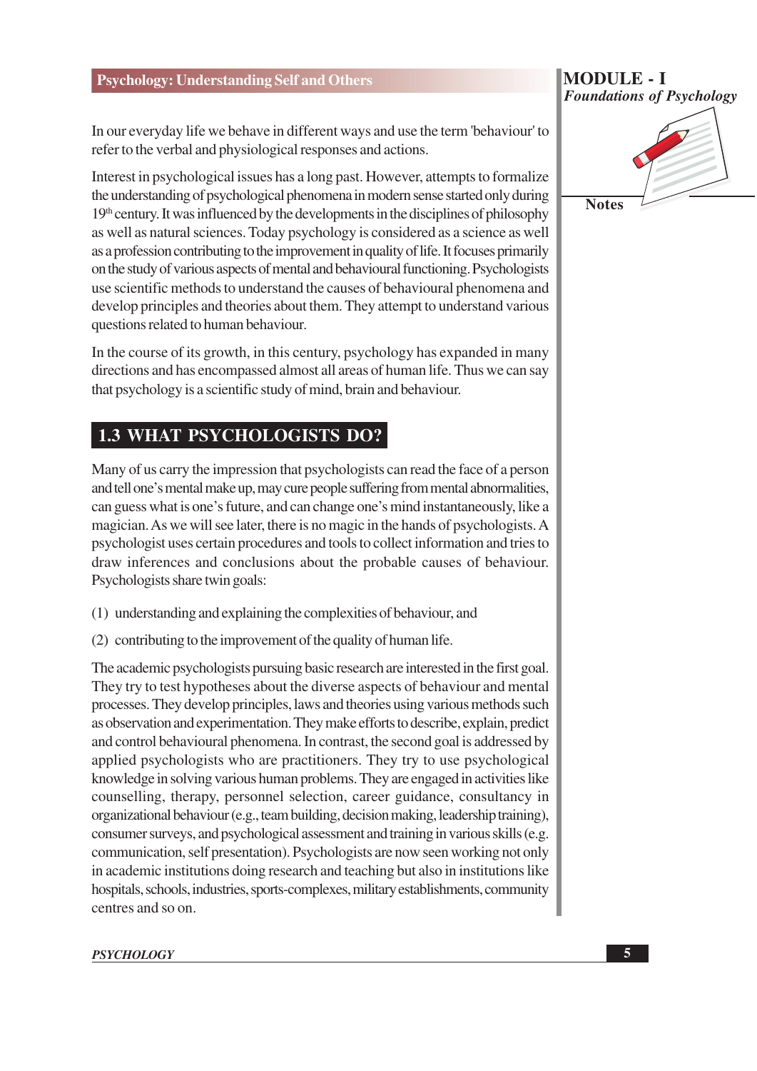In our everyday life we behave in different ways and use the term 'behaviour' to refer to the verbal and physiological responses and actions.

Interest in psychological issues has a long past. However, attempts to formalize the understanding of psychological phenomena in modern sense started only during 19th century. It was influenced by the developments in the disciplines of philosophy as well as natural sciences. Today psychology is considered as a science as well as a profession contributing to the improvement in quality of life. It focuses primarily on the study of various aspects of mental and behavioural functioning. Psychologists use scientific methods to understand the causes of behavioural phenomena and develop principles and theories about them. They attempt to understand various questions related to human behaviour.

In the course of its growth, in this century, psychology has expanded in many directions and has encompassed almost all areas of human life. Thus we can say that psychology is a scientific study of mind, brain and behaviour.

## 1.3 WHAT PSYCHOLOGISTS DO?

Many of us carry the impression that psychologists can read the face of a person and tell one's mental make up, may cure people suffering from mental abnormalities, can guess what is one's future, and can change one's mind instantaneously, like a magician. As we will see later, there is no magic in the hands of psychologists. A psychologist uses certain procedures and tools to collect information and tries to draw inferences and conclusions about the probable causes of behaviour. Psychologists share twin goals:

(1) understanding and explaining the complexities of behaviour, and

(2) contributing to the improvement of the quality of human life.

The academic psychologists pursuing basic research are interested in the first goal. They try to test hypotheses about the diverse aspects of behaviour and mental processes. They develop principles, laws and theories using various methods such as observation and experimentation. They make efforts to describe, explain, predict and control behavioural phenomena. In contrast, the second goal is addressed by applied psychologists who are practitioners. They try to use psychological knowledge in solving various human problems. They are engaged in activities like counselling, therapy, personnel selection, career guidance, consultancy in organizational behaviour (e.g., team building, decision making, leadership training), consumer surveys, and psychological assessment and training in various skills (e.g. communication, self presentation). Psychologists are now seen working not only in academic institutions doing research and teaching but also in institutions like hospitals, schools, industries, sports-complexes, military establishments, community centres and so on.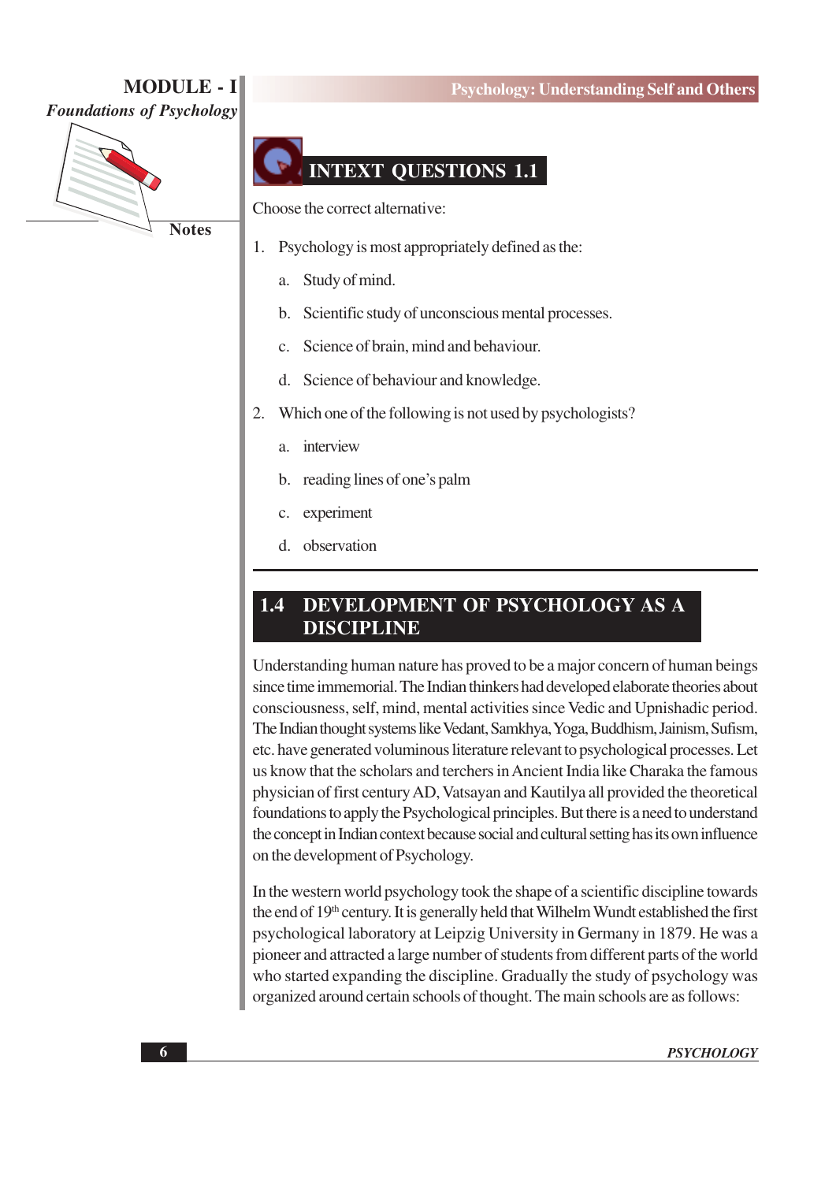## INTEXT QUESTIONS 1.1

Choose the correct alternative:

1. Psychology is most appropriately defined as the:
   a. Study of mind.
   b. Scientific study of unconscious mental processes.
   c. Science of brain, mind and behaviour.
   d. Science of behaviour and knowledge.

2. Which one of the following is not used by psychologists?
   a. interview
   b. reading lines of one's palm
   c. experiment
   d. observation

## 1.4 DEVELOPMENT OF PSYCHOLOGY AS A DISCIPLINE

Understanding human nature has proved to be a major concern of human beings since time immemorial. The Indian thinkers had developed elaborate theories about consciousness, self, mind, mental activities since Vedic and Upnishadic period. The Indian thought systems like Vedant, Samkhya, Yoga, Buddhism, Jainism, Sufism, etc. have generated voluminous literature relevant to psychological processes. Let us know that the scholars and terchers in Ancient India like Charaka the famous physician of first century AD, Vatsayan and Kautilya all provided the theoretical foundations to apply the Psychological principles. But there is a need to understand the concept in Indian context because social and cultural setting has its own influence on the development of Psychology.

In the western world psychology took the shape of a scientific discipline towards the end of 19th century. It is generally held that Wilhelm Wundt established the first psychological laboratory at Leipzig University in Germany in 1879. He was a pioneer and attracted a large number of students from different parts of the world who started expanding the discipline. Gradually the study of psychology was organized around certain schools of thought. The main schools are as follows: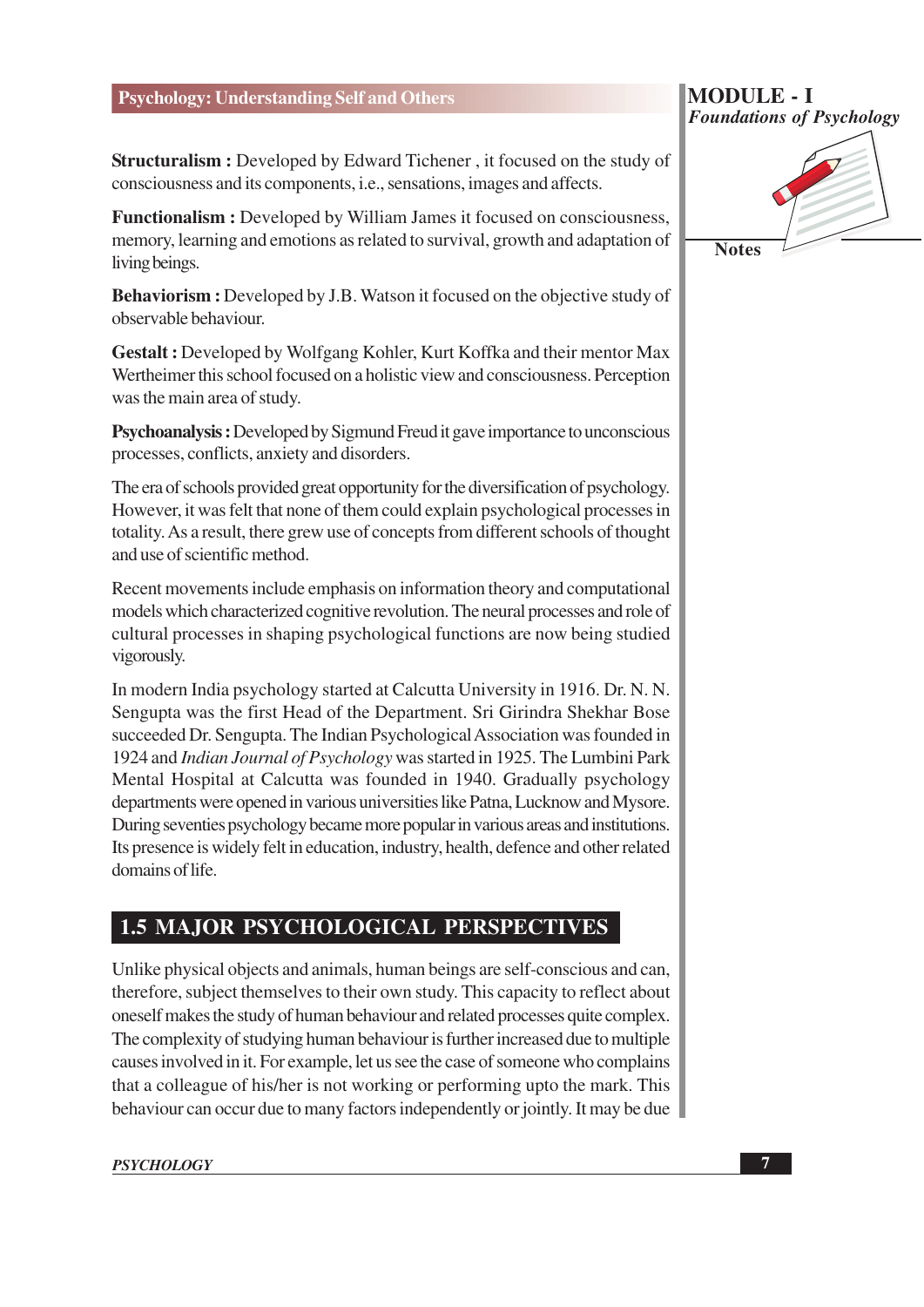**Structuralism :** Developed by Edward Tichener , it focused on the study of consciousness and its components, i.e., sensations, images and affects.

**Functionalism :** Developed by William James it focused on consciousness, memory, learning and emotions as related to survival, growth and adaptation of living beings.

**Behaviorism :** Developed by J.B. Watson it focused on the objective study of observable behaviour.

**Gestalt :** Developed by Wolfgang Kohler, Kurt Koffka and their mentor Max Wertheimer this school focused on a holistic view and consciousness. Perception was the main area of study.

**Psychoanalysis :** Developed by Sigmund Freud it gave importance to unconscious processes, conflicts, anxiety and disorders.

The era of schools provided great opportunity for the diversification of psychology. However, it was felt that none of them could explain psychological processes in totality. As a result, there grew use of concepts from different schools of thought and use of scientific method.

Recent movements include emphasis on information theory and computational models which characterized cognitive revolution. The neural processes and role of cultural processes in shaping psychological functions are now being studied vigorously.

In modern India psychology started at Calcutta University in 1916. Dr. N. N. Sengupta was the first Head of the Department. Sri Girindra Shekhar Bose succeeded Dr. Sengupta. The Indian Psychological Association was founded in 1924 and *Indian Journal of Psychology* was started in 1925. The Lumbini Park Mental Hospital at Calcutta was founded in 1940. Gradually psychology departments were opened in various universities like Patna, Lucknow and Mysore. During seventies psychology became more popular in various areas and institutions. Its presence is widely felt in education, industry, health, defence and other related domains of life.

## 1.5 MAJOR PSYCHOLOGICAL PERSPECTIVES

Unlike physical objects and animals, human beings are self-conscious and can, therefore, subject themselves to their own study. This capacity to reflect about oneself makes the study of human behaviour and related processes quite complex. The complexity of studying human behaviour is further increased due to multiple causes involved in it. For example, let us see the case of someone who complains that a colleague of his/her is not working or performing upto the mark. This behaviour can occur due to many factors independently or jointly. It may be due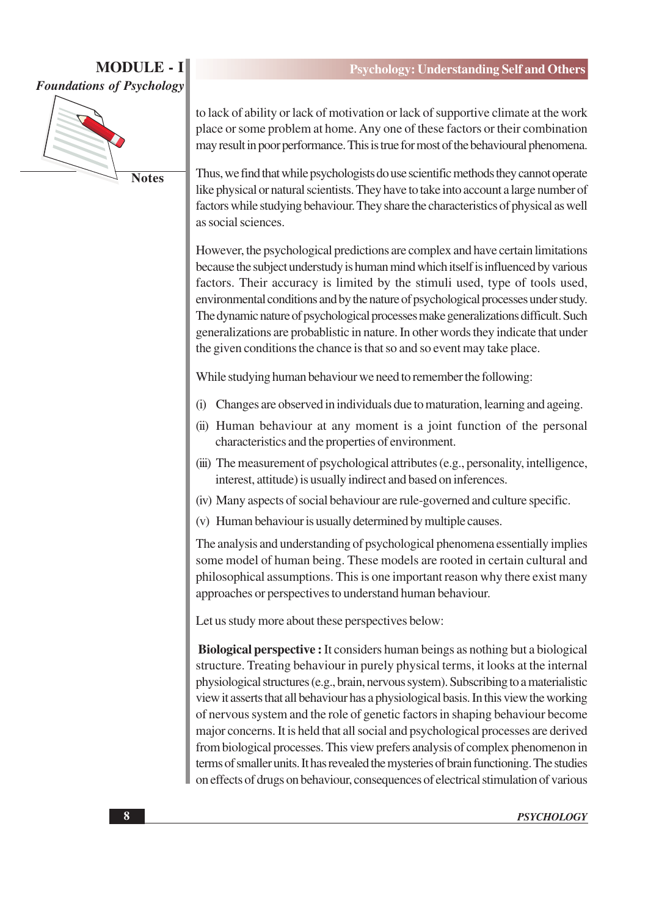to lack of ability or lack of motivation or lack of supportive climate at the work place or some problem at home. Any one of these factors or their combination may result in poor performance. This is true for most of the behavioural phenomena.

Thus, we find that while psychologists do use scientific methods they cannot operate like physical or natural scientists. They have to take into account a large number of factors while studying behaviour. They share the characteristics of physical as well as social sciences.

However, the psychological predictions are complex and have certain limitations because the subject understudy is human mind which itself is influenced by various factors. Their accuracy is limited by the stimuli used, type of tools used, environmental conditions and by the nature of psychological processes under study. The dynamic nature of psychological processes make generalizations difficult. Such generalizations are probablistic in nature. In other words they indicate that under the given conditions the chance is that so and so event may take place.

While studying human behaviour we need to remember the following:

(i) Changes are observed in individuals due to maturation, learning and ageing.

(ii) Human behaviour at any moment is a joint function of the personal characteristics and the properties of environment.

(iii) The measurement of psychological attributes (e.g., personality, intelligence, interest, attitude) is usually indirect and based on inferences.

(iv) Many aspects of social behaviour are rule-governed and culture specific.

(v) Human behaviour is usually determined by multiple causes.

The analysis and understanding of psychological phenomena essentially implies some model of human being. These models are rooted in certain cultural and philosophical assumptions. This is one important reason why there exist many approaches or perspectives to understand human behaviour.

Let us study more about these perspectives below:

**Biological perspective :** It considers human beings as nothing but a biological structure. Treating behaviour in purely physical terms, it looks at the internal physiological structures (e.g., brain, nervous system). Subscribing to a materialistic view it asserts that all behaviour has a physiological basis. In this view the working of nervous system and the role of genetic factors in shaping behaviour become major concerns. It is held that all social and psychological processes are derived from biological processes. This view prefers analysis of complex phenomenon in terms of smaller units. It has revealed the mysteries of brain functioning. The studies on effects of drugs on behaviour, consequences of electrical stimulation of various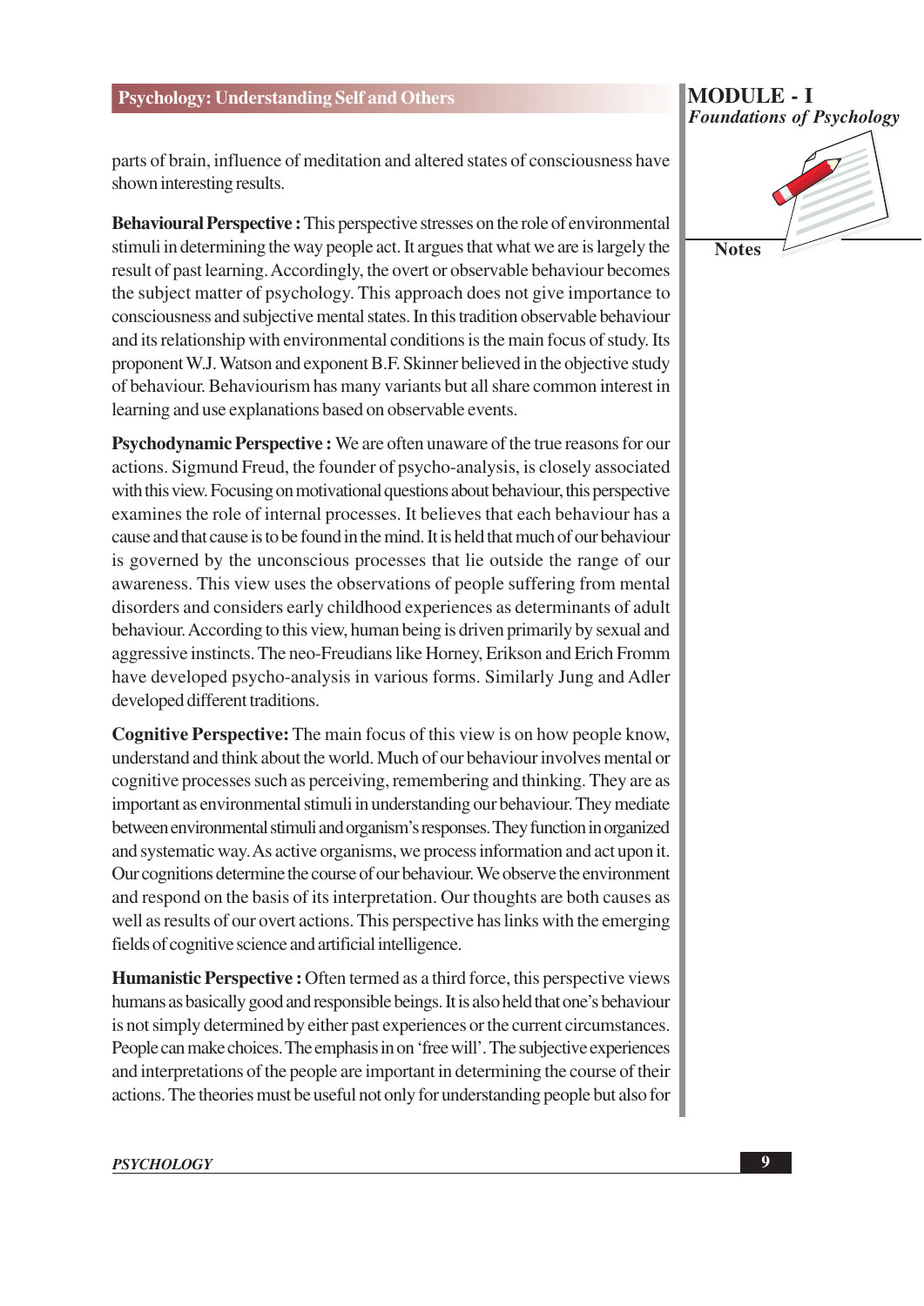parts of brain, influence of meditation and altered states of consciousness have shown interesting results.

**Behavioural Perspective :** This perspective stresses on the role of environmental stimuli in determining the way people act. It argues that what we are is largely the result of past learning. Accordingly, the overt or observable behaviour becomes the subject matter of psychology. This approach does not give importance to consciousness and subjective mental states. In this tradition observable behaviour and its relationship with environmental conditions is the main focus of study. Its proponent W.J. Watson and exponent B.F. Skinner believed in the objective study of behaviour. Behaviourism has many variants but all share common interest in learning and use explanations based on observable events.

**Psychodynamic Perspective :** We are often unaware of the true reasons for our actions. Sigmund Freud, the founder of psycho-analysis, is closely associated with this view. Focusing on motivational questions about behaviour, this perspective examines the role of internal processes. It believes that each behaviour has a cause and that cause is to be found in the mind. It is held that much of our behaviour is governed by the unconscious processes that lie outside the range of our awareness. This view uses the observations of people suffering from mental disorders and considers early childhood experiences as determinants of adult behaviour. According to this view, human being is driven primarily by sexual and aggressive instincts. The neo-Freudians like Horney, Erikson and Erich Fromm have developed psycho-analysis in various forms. Similarly Jung and Adler developed different traditions.

**Cognitive Perspective:** The main focus of this view is on how people know, understand and think about the world. Much of our behaviour involves mental or cognitive processes such as perceiving, remembering and thinking. They are as important as environmental stimuli in understanding our behaviour. They mediate between environmental stimuli and organism's responses. They function in organized and systematic way. As active organisms, we process information and act upon it. Our cognitions determine the course of our behaviour. We observe the environment and respond on the basis of its interpretation. Our thoughts are both causes as well as results of our overt actions. This perspective has links with the emerging fields of cognitive science and artificial intelligence.

**Humanistic Perspective :** Often termed as a third force, this perspective views humans as basically good and responsible beings. It is also held that one's behaviour is not simply determined by either past experiences or the current circumstances. People can make choices. The emphasis in on 'free will'. The subjective experiences and interpretations of the people are important in determining the course of their actions. The theories must be useful not only for understanding people but also for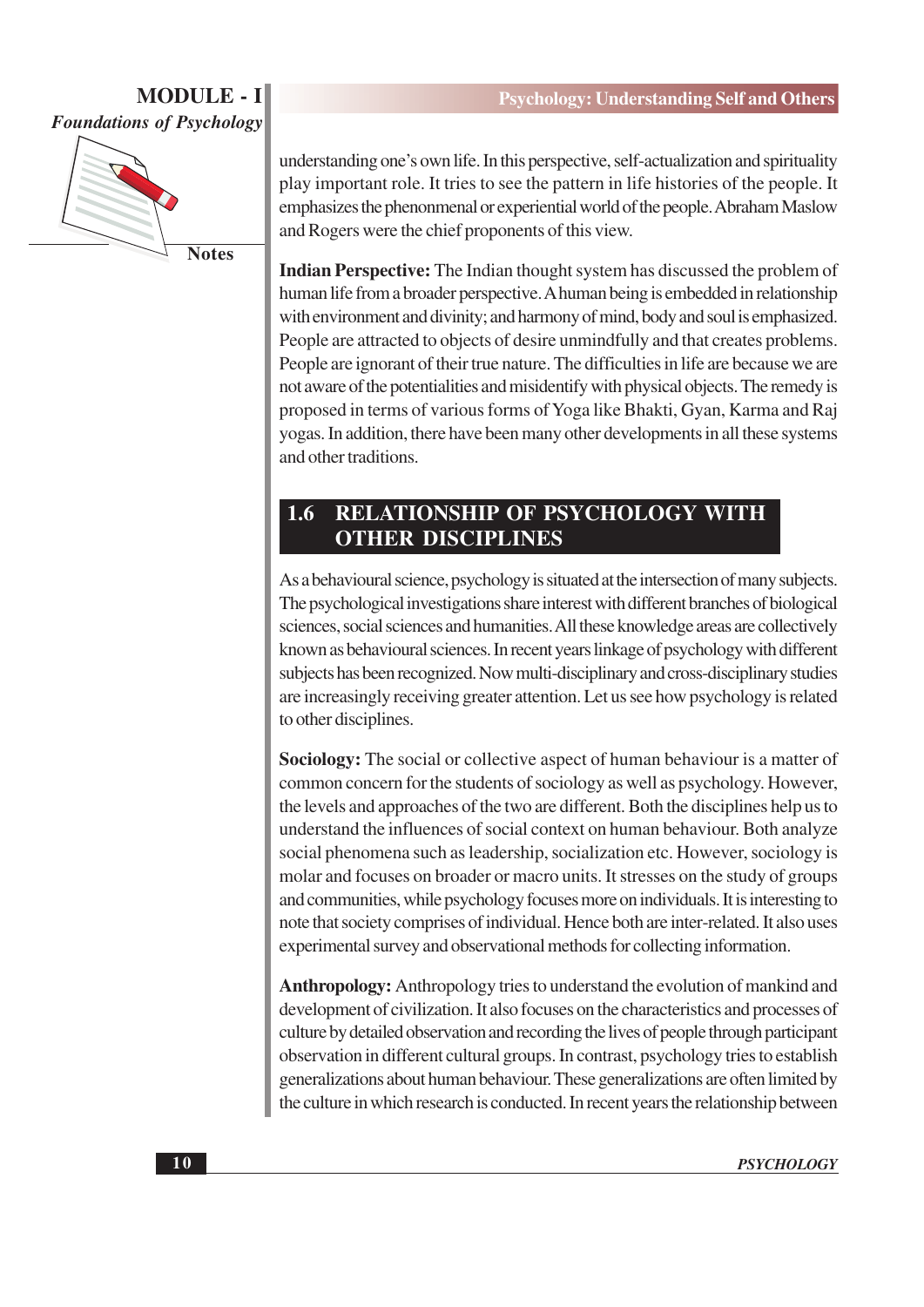understanding one's own life. In this perspective, self-actualization and spirituality play important role. It tries to see the pattern in life histories of the people. It emphasizes the phenonmenal or experiential world of the people. Abraham Maslow and Rogers were the chief proponents of this view.

**Indian Perspective:** The Indian thought system has discussed the problem of human life from a broader perspective. A human being is embedded in relationship with environment and divinity; and harmony of mind, body and soul is emphasized. People are attracted to objects of desire unmindfully and that creates problems. People are ignorant of their true nature. The difficulties in life are because we are not aware of the potentialities and misidentify with physical objects. The remedy is proposed in terms of various forms of Yoga like Bhakti, Gyan, Karma and Raj yogas. In addition, there have been many other developments in all these systems and other traditions.

## 1.6 RELATIONSHIP OF PSYCHOLOGY WITH OTHER DISCIPLINES

As a behavioural science, psychology is situated at the intersection of many subjects. The psychological investigations share interest with different branches of biological sciences, social sciences and humanities. All these knowledge areas are collectively known as behavioural sciences. In recent years linkage of psychology with different subjects has been recognized. Now multi-disciplinary and cross-disciplinary studies are increasingly receiving greater attention. Let us see how psychology is related to other disciplines.

**Sociology:** The social or collective aspect of human behaviour is a matter of common concern for the students of sociology as well as psychology. However, the levels and approaches of the two are different. Both the disciplines help us to understand the influences of social context on human behaviour. Both analyze social phenomena such as leadership, socialization etc. However, sociology is molar and focuses on broader or macro units. It stresses on the study of groups and communities, while psychology focuses more on individuals. It is interesting to note that society comprises of individual. Hence both are inter-related. It also uses experimental survey and observational methods for collecting information.

**Anthropology:** Anthropology tries to understand the evolution of mankind and development of civilization. It also focuses on the characteristics and processes of culture by detailed observation and recording the lives of people through participant observation in different cultural groups. In contrast, psychology tries to establish generalizations about human behaviour. These generalizations are often limited by the culture in which research is conducted. In recent years the relationship between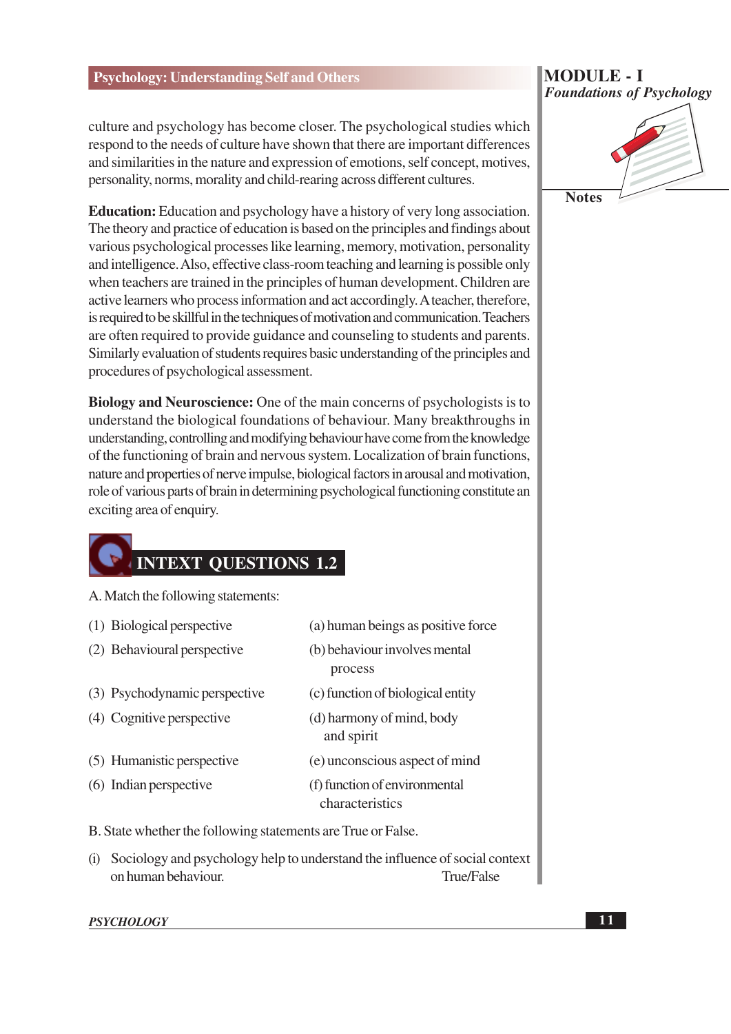culture and psychology has become closer. The psychological studies which respond to the needs of culture have shown that there are important differences and similarities in the nature and expression of emotions, self concept, motives, personality, norms, morality and child-rearing across different cultures.

**Education:** Education and psychology have a history of very long association. The theory and practice of education is based on the principles and findings about various psychological processes like learning, memory, motivation, personality and intelligence. Also, effective class-room teaching and learning is possible only when teachers are trained in the principles of human development. Children are active learners who process information and act accordingly. A teacher, therefore, is required to be skillful in the techniques of motivation and communication. Teachers are often required to provide guidance and counseling to students and parents. Similarly evaluation of students requires basic understanding of the principles and procedures of psychological assessment.

**Biology and Neuroscience:** One of the main concerns of psychologists is to understand the biological foundations of behaviour. Many breakthroughs in understanding, controlling and modifying behaviour have come from the knowledge of the functioning of brain and nervous system. Localization of brain functions, nature and properties of nerve impulse, biological factors in arousal and motivation, role of various parts of brain in determining psychological functioning constitute an exciting area of enquiry.

## INTEXT QUESTIONS 1.2

A. Match the following statements:

| | |
|---|---|
| (1) Biological perspective | (a) human beings as positive force |
| (2) Behavioural perspective | (b) behaviour involves mental process |
| (3) Psychodynamic perspective | (c) function of biological entity |
| (4) Cognitive perspective | (d) harmony of mind, body and spirit |
| (5) Humanistic perspective | (e) unconscious aspect of mind |
| (6) Indian perspective | (f) function of environmental characteristics |

B. State whether the following statements are True or False.

(i) Sociology and psychology help to understand the influence of social context on human behaviour. True/False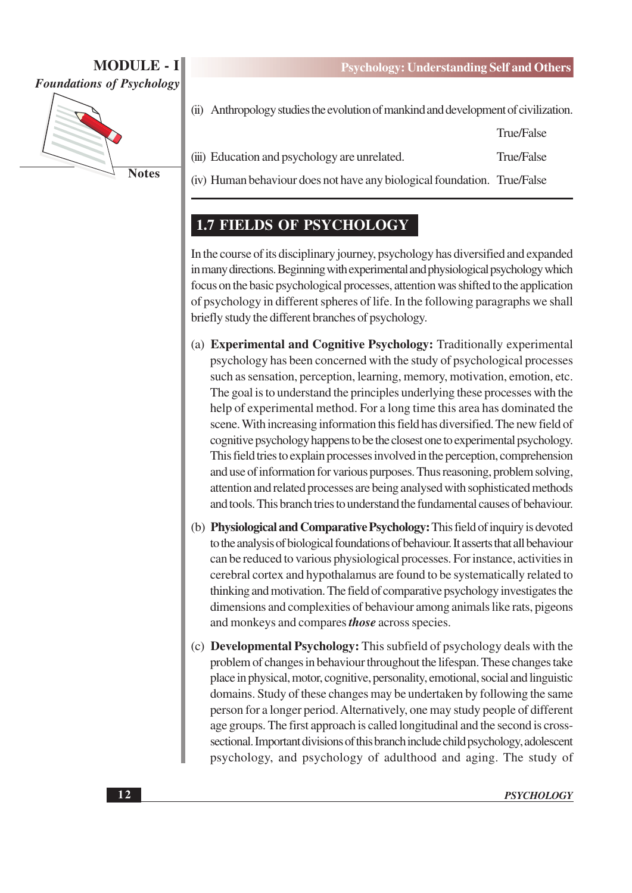(ii) Anthropology studies the evolution of mankind and development of civilization. True/False

(iii) Education and psychology are unrelated. True/False

(iv) Human behaviour does not have any biological foundation. True/False

## 1.7 FIELDS OF PSYCHOLOGY

In the course of its disciplinary journey, psychology has diversified and expanded in many directions. Beginning with experimental and physiological psychology which focus on the basic psychological processes, attention was shifted to the application of psychology in different spheres of life. In the following paragraphs we shall briefly study the different branches of psychology.

(a) **Experimental and Cognitive Psychology:** Traditionally experimental psychology has been concerned with the study of psychological processes such as sensation, perception, learning, memory, motivation, emotion, etc. The goal is to understand the principles underlying these processes with the help of experimental method. For a long time this area has dominated the scene. With increasing information this field has diversified. The new field of cognitive psychology happens to be the closest one to experimental psychology. This field tries to explain processes involved in the perception, comprehension and use of information for various purposes. Thus reasoning, problem solving, attention and related processes are being analysed with sophisticated methods and tools. This branch tries to understand the fundamental causes of behaviour.

(b) **Physiological and Comparative Psychology:** This field of inquiry is devoted to the analysis of biological foundations of behaviour. It asserts that all behaviour can be reduced to various physiological processes. For instance, activities in cerebral cortex and hypothalamus are found to be systematically related to thinking and motivation. The field of comparative psychology investigates the dimensions and complexities of behaviour among animals like rats, pigeons and monkeys and compares ***those*** across species.

(c) **Developmental Psychology:** This subfield of psychology deals with the problem of changes in behaviour throughout the lifespan. These changes take place in physical, motor, cognitive, personality, emotional, social and linguistic domains. Study of these changes may be undertaken by following the same person for a longer period. Alternatively, one may study people of different age groups. The first approach is called longitudinal and the second is cross-sectional. Important divisions of this branch include child psychology, adolescent psychology, and psychology of adulthood and aging. The study of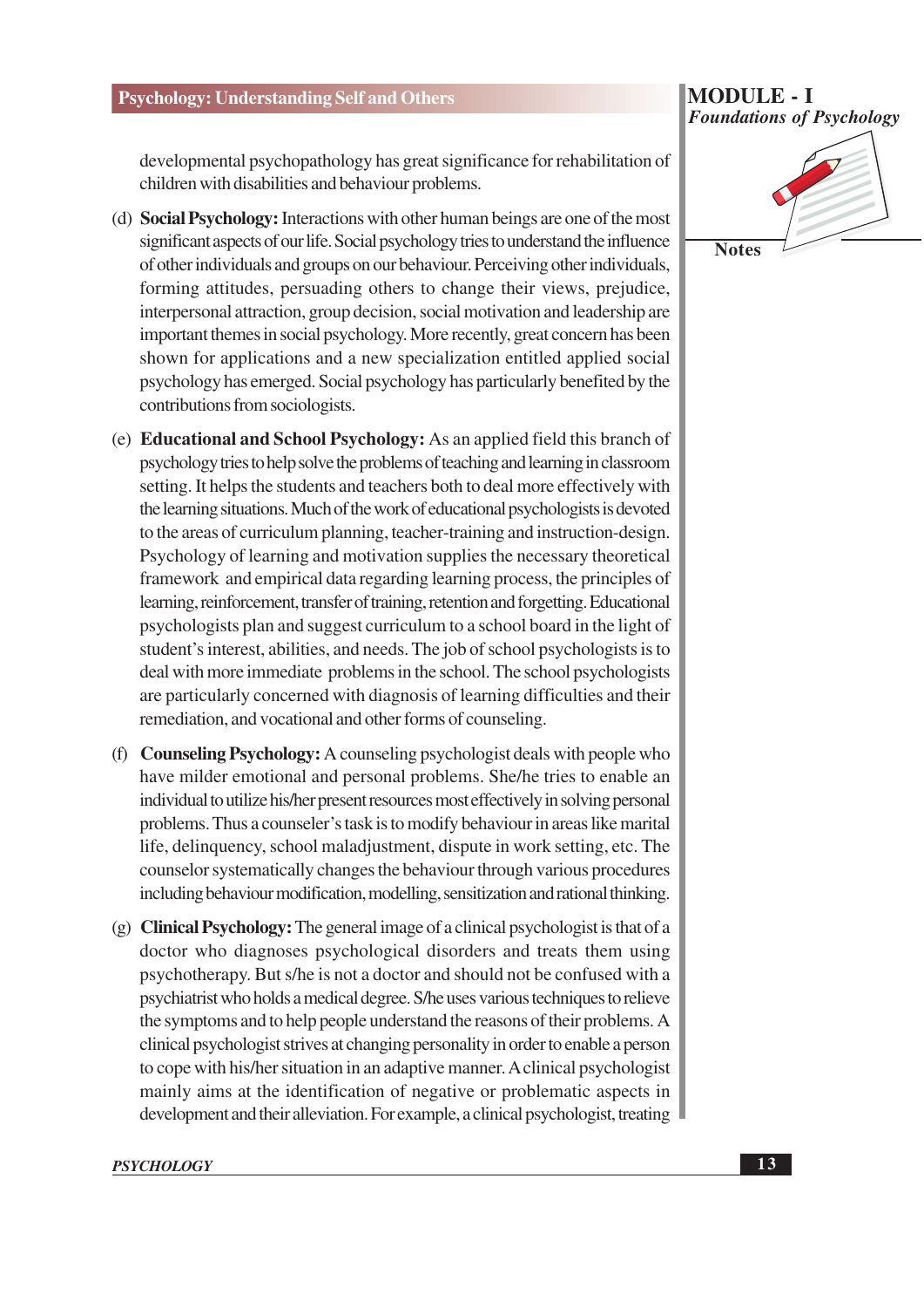developmental psychopathology has great significance for rehabilitation of children with disabilities and behaviour problems.

(d) **Social Psychology:** Interactions with other human beings are one of the most significant aspects of our life. Social psychology tries to understand the influence of other individuals and groups on our behaviour. Perceiving other individuals, forming attitudes, persuading others to change their views, prejudice, interpersonal attraction, group decision, social motivation and leadership are important themes in social psychology. More recently, great concern has been shown for applications and a new specialization entitled applied social psychology has emerged. Social psychology has particularly benefited by the contributions from sociologists.

(e) **Educational and School Psychology:** As an applied field this branch of psychology tries to help solve the problems of teaching and learning in classroom setting. It helps the students and teachers both to deal more effectively with the learning situations. Much of the work of educational psychologists is devoted to the areas of curriculum planning, teacher-training and instruction-design. Psychology of learning and motivation supplies the necessary theoretical framework and empirical data regarding learning process, the principles of learning, reinforcement, transfer of training, retention and forgetting. Educational psychologists plan and suggest curriculum to a school board in the light of student's interest, abilities, and needs. The job of school psychologists is to deal with more immediate problems in the school. The school psychologists are particularly concerned with diagnosis of learning difficulties and their remediation, and vocational and other forms of counseling.

(f) **Counseling Psychology:** A counseling psychologist deals with people who have milder emotional and personal problems. She/he tries to enable an individual to utilize his/her present resources most effectively in solving personal problems. Thus a counseler's task is to modify behaviour in areas like marital life, delinquency, school maladjustment, dispute in work setting, etc. The counselor systematically changes the behaviour through various procedures including behaviour modification, modelling, sensitization and rational thinking.

(g) **Clinical Psychology:** The general image of a clinical psychologist is that of a doctor who diagnoses psychological disorders and treats them using psychotherapy. But s/he is not a doctor and should not be confused with a psychiatrist who holds a medical degree. S/he uses various techniques to relieve the symptoms and to help people understand the reasons of their problems. A clinical psychologist strives at changing personality in order to enable a person to cope with his/her situation in an adaptive manner. A clinical psychologist mainly aims at the identification of negative or problematic aspects in development and their alleviation. For example, a clinical psychologist, treating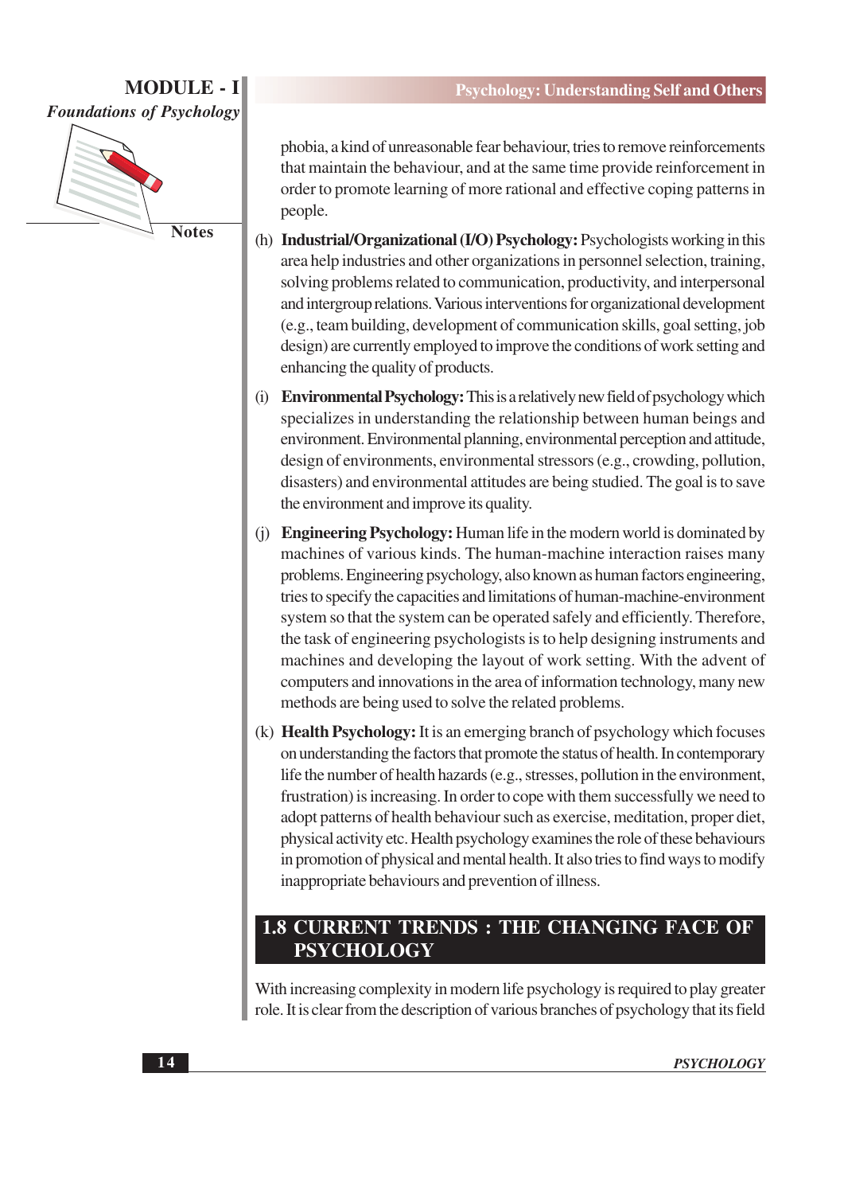phobia, a kind of unreasonable fear behaviour, tries to remove reinforcements that maintain the behaviour, and at the same time provide reinforcement in order to promote learning of more rational and effective coping patterns in people.

(h) **Industrial/Organizational (I/O) Psychology:** Psychologists working in this area help industries and other organizations in personnel selection, training, solving problems related to communication, productivity, and interpersonal and intergroup relations. Various interventions for organizational development (e.g., team building, development of communication skills, goal setting, job design) are currently employed to improve the conditions of work setting and enhancing the quality of products.

(i) **Environmental Psychology:** This is a relatively new field of psychology which specializes in understanding the relationship between human beings and environment. Environmental planning, environmental perception and attitude, design of environments, environmental stressors (e.g., crowding, pollution, disasters) and environmental attitudes are being studied. The goal is to save the environment and improve its quality.

(j) **Engineering Psychology:** Human life in the modern world is dominated by machines of various kinds. The human-machine interaction raises many problems. Engineering psychology, also known as human factors engineering, tries to specify the capacities and limitations of human-machine-environment system so that the system can be operated safely and efficiently. Therefore, the task of engineering psychologists is to help designing instruments and machines and developing the layout of work setting. With the advent of computers and innovations in the area of information technology, many new methods are being used to solve the related problems.

(k) **Health Psychology:** It is an emerging branch of psychology which focuses on understanding the factors that promote the status of health. In contemporary life the number of health hazards (e.g., stresses, pollution in the environment, frustration) is increasing. In order to cope with them successfully we need to adopt patterns of health behaviour such as exercise, meditation, proper diet, physical activity etc. Health psychology examines the role of these behaviours in promotion of physical and mental health. It also tries to find ways to modify inappropriate behaviours and prevention of illness.

## 1.8 CURRENT TRENDS : THE CHANGING FACE OF PSYCHOLOGY

With increasing complexity in modern life psychology is required to play greater role. It is clear from the description of various branches of psychology that its field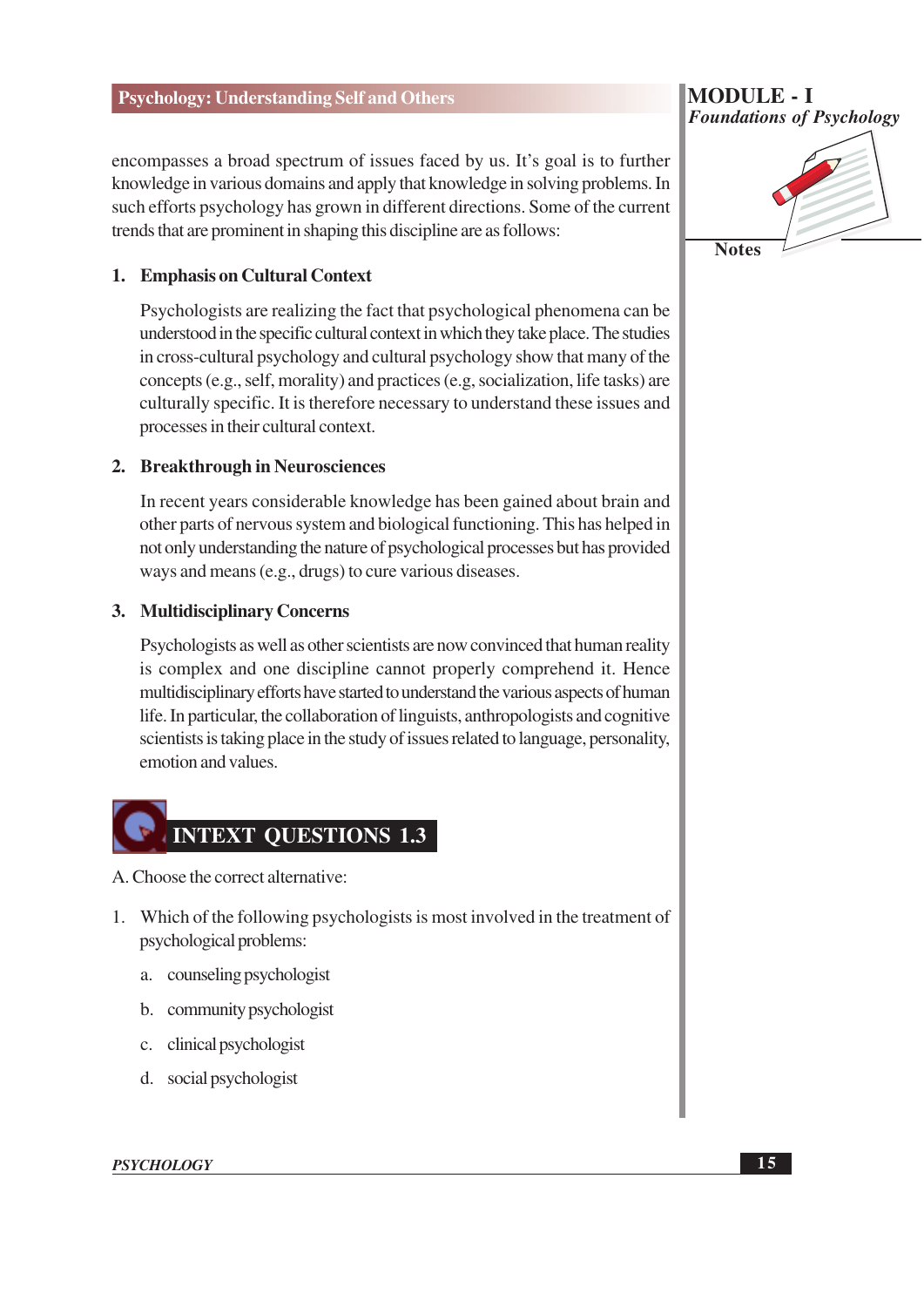encompasses a broad spectrum of issues faced by us. It's goal is to further knowledge in various domains and apply that knowledge in solving problems. In such efforts psychology has grown in different directions. Some of the current trends that are prominent in shaping this discipline are as follows:

1. **Emphasis on Cultural Context**

   Psychologists are realizing the fact that psychological phenomena can be understood in the specific cultural context in which they take place. The studies in cross-cultural psychology and cultural psychology show that many of the concepts (e.g., self, morality) and practices (e.g, socialization, life tasks) are culturally specific. It is therefore necessary to understand these issues and processes in their cultural context.

2. **Breakthrough in Neurosciences**

   In recent years considerable knowledge has been gained about brain and other parts of nervous system and biological functioning. This has helped in not only understanding the nature of psychological processes but has provided ways and means (e.g., drugs) to cure various diseases.

3. **Multidisciplinary Concerns**

   Psychologists as well as other scientists are now convinced that human reality is complex and one discipline cannot properly comprehend it. Hence multidisciplinary efforts have started to understand the various aspects of human life. In particular, the collaboration of linguists, anthropologists and cognitive scientists is taking place in the study of issues related to language, personality, emotion and values.

## INTEXT QUESTIONS 1.3

A. Choose the correct alternative:

1. Which of the following psychologists is most involved in the treatment of psychological problems:
   a. counseling psychologist
   b. community psychologist
   c. clinical psychologist
   d. social psychologist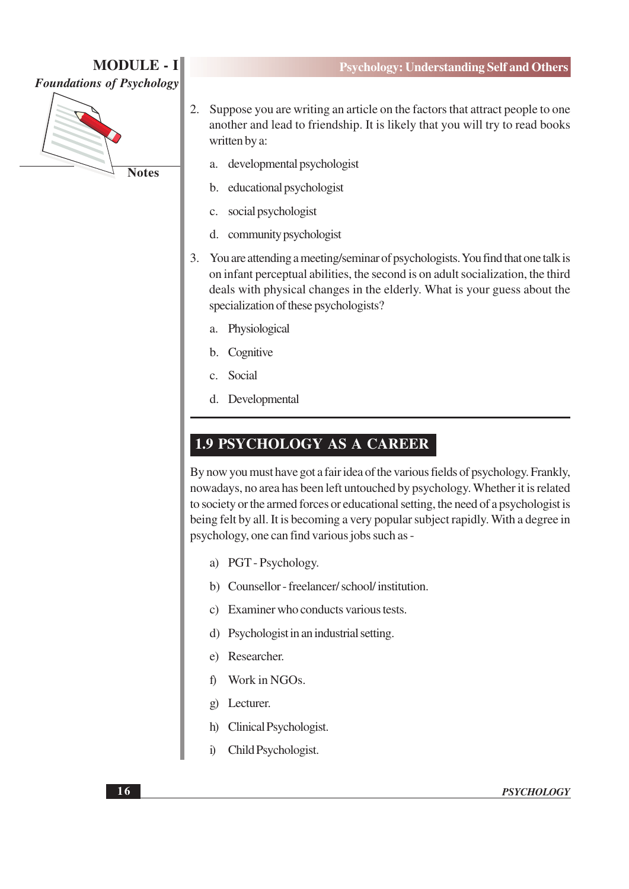2. Suppose you are writing an article on the factors that attract people to one another and lead to friendship. It is likely that you will try to read books written by a:

   a. developmental psychologist

   b. educational psychologist

   c. social psychologist

   d. community psychologist

3. You are attending a meeting/seminar of psychologists. You find that one talk is on infant perceptual abilities, the second is on adult socialization, the third deals with physical changes in the elderly. What is your guess about the specialization of these psychologists?

   a. Physiological

   b. Cognitive

   c. Social

   d. Developmental

## 1.9 PSYCHOLOGY AS A CAREER

By now you must have got a fair idea of the various fields of psychology. Frankly, nowadays, no area has been left untouched by psychology. Whether it is related to society or the armed forces or educational setting, the need of a psychologist is being felt by all. It is becoming a very popular subject rapidly. With a degree in psychology, one can find various jobs such as -

a) PGT - Psychology.

b) Counsellor - freelancer/ school/ institution.

c) Examiner who conducts various tests.

d) Psychologist in an industrial setting.

e) Researcher.

f) Work in NGOs.

g) Lecturer.

h) Clinical Psychologist.

i) Child Psychologist.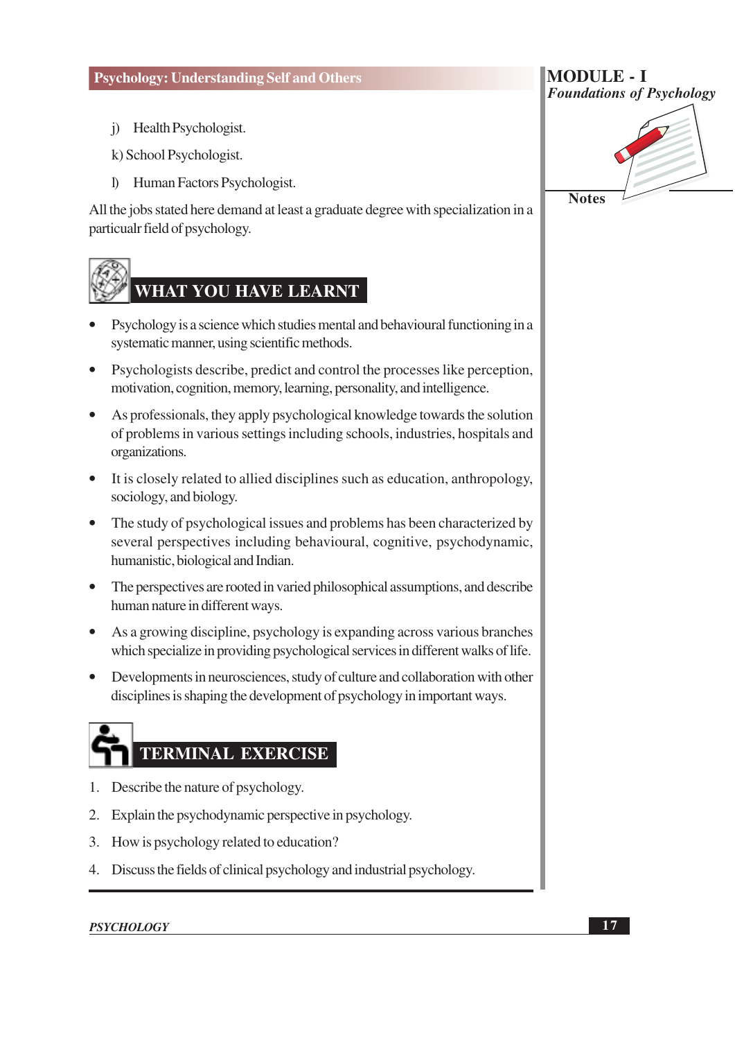j) Health Psychologist.

k) School Psychologist.

l) Human Factors Psychologist.

All the jobs stated here demand at least a graduate degree with specialization in a particualr field of psychology.

## WHAT YOU HAVE LEARNT

- Psychology is a science which studies mental and behavioural functioning in a systematic manner, using scientific methods.
- Psychologists describe, predict and control the processes like perception, motivation, cognition, memory, learning, personality, and intelligence.
- As professionals, they apply psychological knowledge towards the solution of problems in various settings including schools, industries, hospitals and organizations.
- It is closely related to allied disciplines such as education, anthropology, sociology, and biology.
- The study of psychological issues and problems has been characterized by several perspectives including behavioural, cognitive, psychodynamic, humanistic, biological and Indian.
- The perspectives are rooted in varied philosophical assumptions, and describe human nature in different ways.
- As a growing discipline, psychology is expanding across various branches which specialize in providing psychological services in different walks of life.
- Developments in neurosciences, study of culture and collaboration with other disciplines is shaping the development of psychology in important ways.

## TERMINAL EXERCISE

1. Describe the nature of psychology.
2. Explain the psychodynamic perspective in psychology.
3. How is psychology related to education?
4. Discuss the fields of clinical psychology and industrial psychology.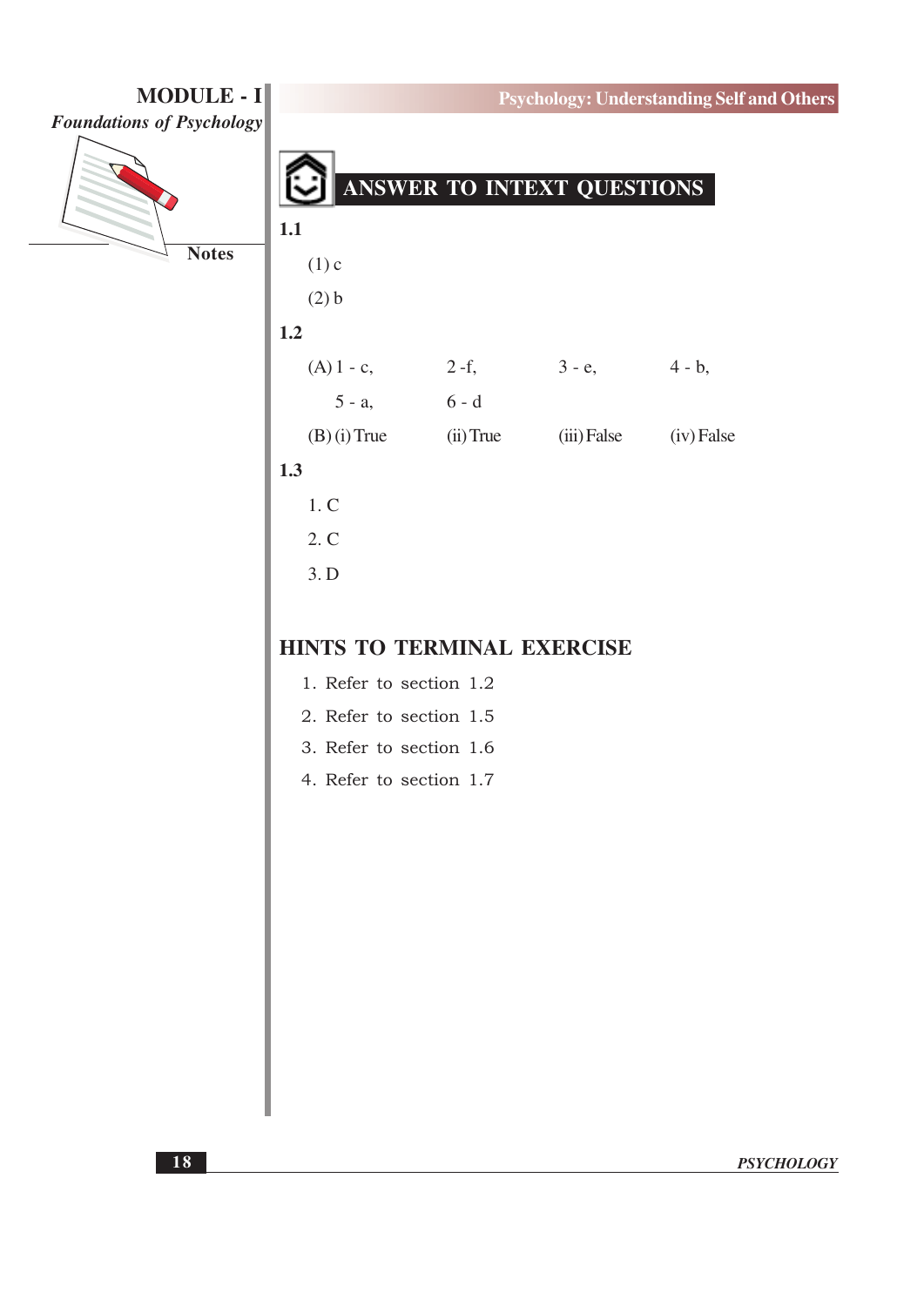## ANSWER TO INTEXT QUESTIONS

**1.1**

(1) c

(2) b

**1.2**

| | | | |
|---|---|---|---|
| (A) 1 - c, | 2 -f, | 3 - e, | 4 - b, |
| 5 - a, | 6 - d | | |
| (B) (i) True | (ii) True | (iii) False | (iv) False |

**1.3**

1. C
2. C
3. D

## HINTS TO TERMINAL EXERCISE

1. Refer to section 1.2
2. Refer to section 1.5
3. Refer to section 1.6
4. Refer to section 1.7